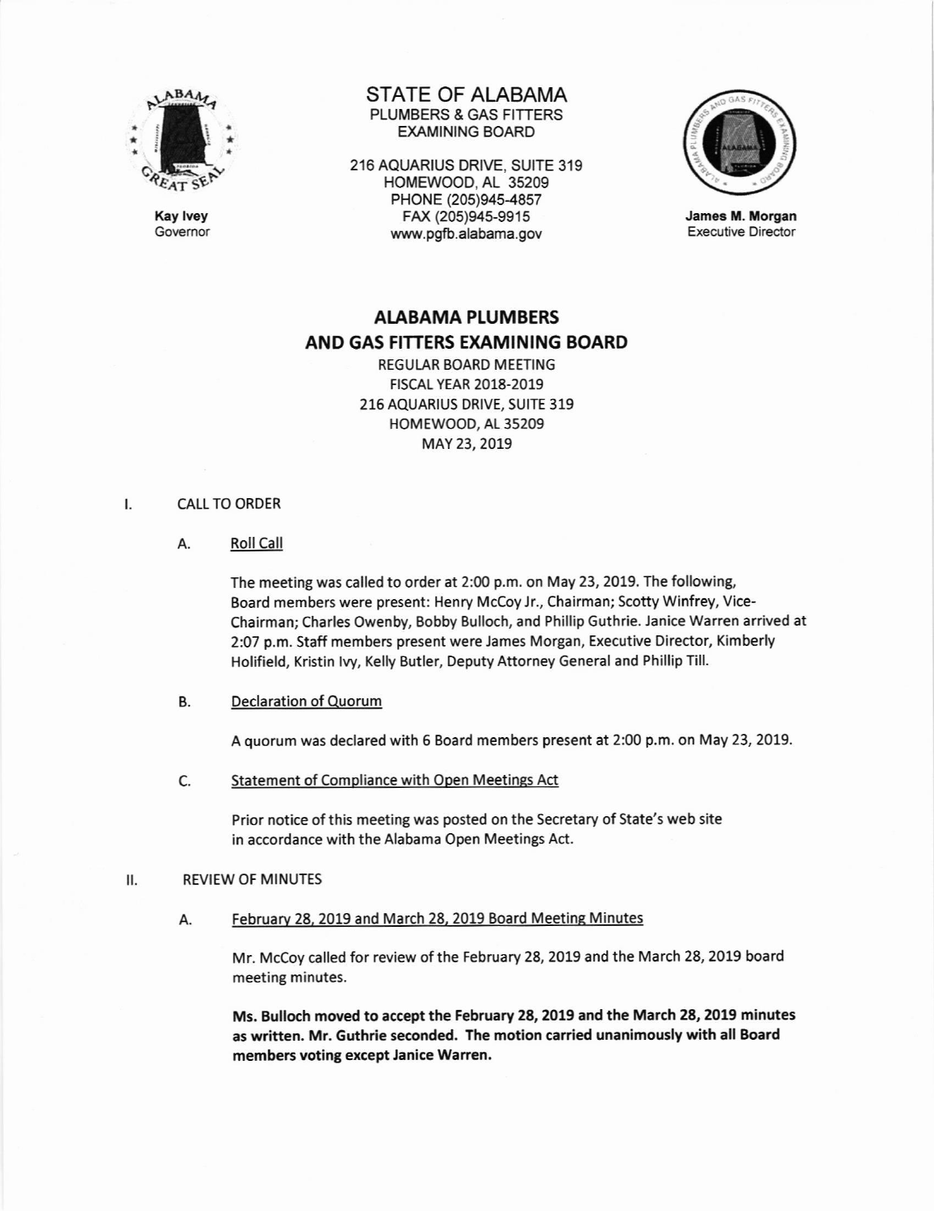STATE OF ALABAMA
PLUMBERS & GAS FITTERS
EXAMINING BOARD

216 AQUARIUS DRIVE, SUITE 319
HOMEWOOD, AL 35209
PHONE (205)945-4857
FAX (205)945-9915
www.pgfb.alabama.gov

**Kay Ivey**
Governor

**James M. Morgan**
Executive Director

# ALABAMA PLUMBERS AND GAS FITTERS EXAMINING BOARD

REGULAR BOARD MEETING
FISCAL YEAR 2018-2019
216 AQUARIUS DRIVE, SUITE 319
HOMEWOOD, AL 35209
MAY 23, 2019

## I. CALL TO ORDER

### A. Roll Call

The meeting was called to order at 2:00 p.m. on May 23, 2019. The following, Board members were present: Henry McCoy Jr., Chairman; Scotty Winfrey, Vice-Chairman; Charles Owenby, Bobby Bulloch, and Phillip Guthrie. Janice Warren arrived at 2:07 p.m. Staff members present were James Morgan, Executive Director, Kimberly Holifield, Kristin Ivy, Kelly Butler, Deputy Attorney General and Phillip Till.

### B. Declaration of Quorum

A quorum was declared with 6 Board members present at 2:00 p.m. on May 23, 2019.

### C. Statement of Compliance with Open Meetings Act

Prior notice of this meeting was posted on the Secretary of State's web site in accordance with the Alabama Open Meetings Act.

## II. REVIEW OF MINUTES

### A. February 28, 2019 and March 28, 2019 Board Meeting Minutes

Mr. McCoy called for review of the February 28, 2019 and the March 28, 2019 board meeting minutes.

**Ms. Bulloch moved to accept the February 28, 2019 and the March 28, 2019 minutes as written. Mr. Guthrie seconded. The motion carried unanimously with all Board members voting except Janice Warren.**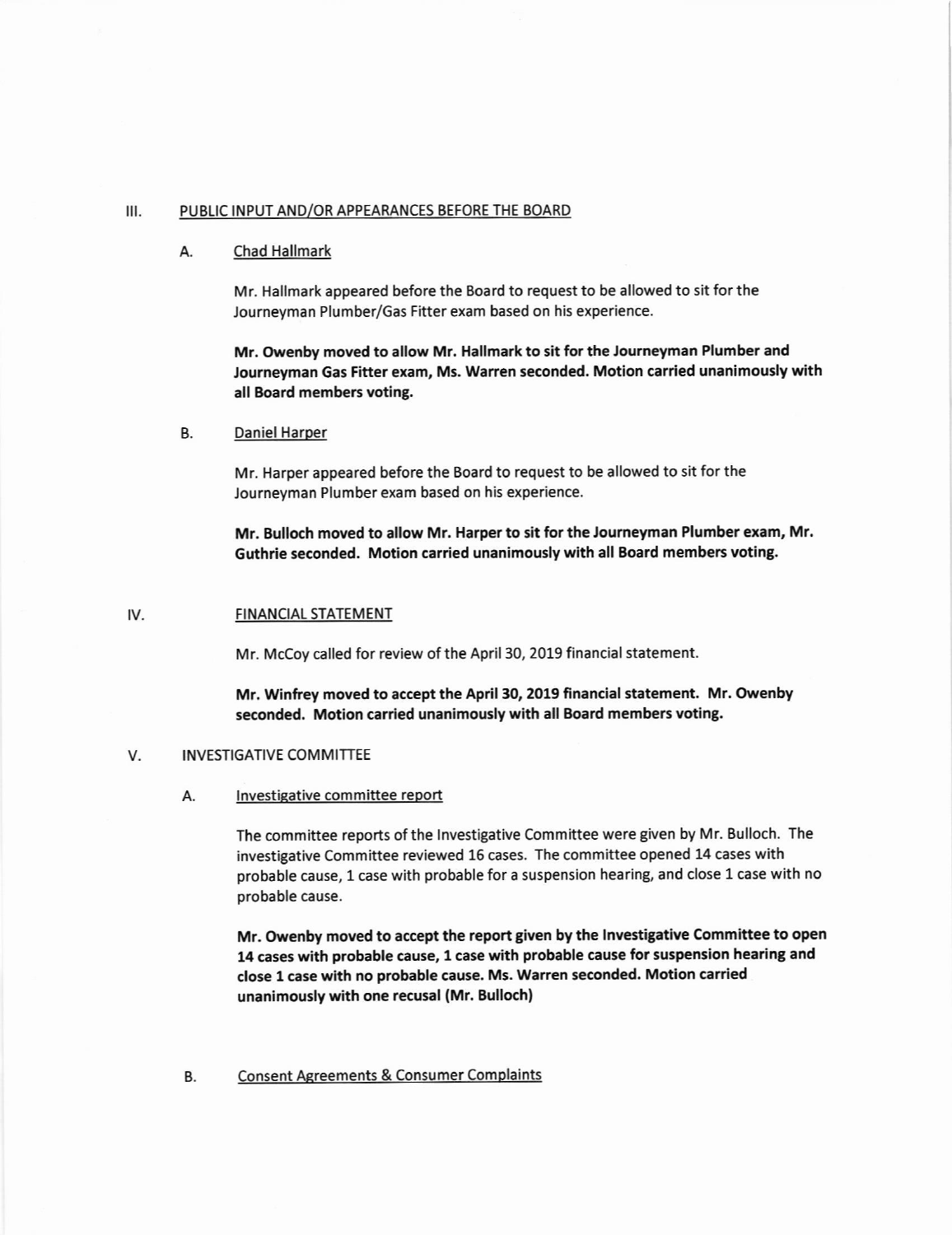## III. PUBLIC INPUT AND/OR APPEARANCES BEFORE THE BOARD

### A. Chad Hallmark

Mr. Hallmark appeared before the Board to request to be allowed to sit for the Journeyman Plumber/Gas Fitter exam based on his experience.

**Mr. Owenby moved to allow Mr. Hallmark to sit for the Journeyman Plumber and Journeyman Gas Fitter exam, Ms. Warren seconded. Motion carried unanimously with all Board members voting.**

### B. Daniel Harper

Mr. Harper appeared before the Board to request to be allowed to sit for the Journeyman Plumber exam based on his experience.

**Mr. Bulloch moved to allow Mr. Harper to sit for the Journeyman Plumber exam, Mr. Guthrie seconded. Motion carried unanimously with all Board members voting.**

## IV. FINANCIAL STATEMENT

Mr. McCoy called for review of the April 30, 2019 financial statement.

**Mr. Winfrey moved to accept the April 30, 2019 financial statement. Mr. Owenby seconded. Motion carried unanimously with all Board members voting.**

## V. INVESTIGATIVE COMMITTEE

### A. Investigative committee report

The committee reports of the Investigative Committee were given by Mr. Bulloch. The investigative Committee reviewed 16 cases. The committee opened 14 cases with probable cause, 1 case with probable for a suspension hearing, and close 1 case with no probable cause.

**Mr. Owenby moved to accept the report given by the Investigative Committee to open 14 cases with probable cause, 1 case with probable cause for suspension hearing and close 1 case with no probable cause. Ms. Warren seconded. Motion carried unanimously with one recusal (Mr. Bulloch)**

### B. Consent Agreements & Consumer Complaints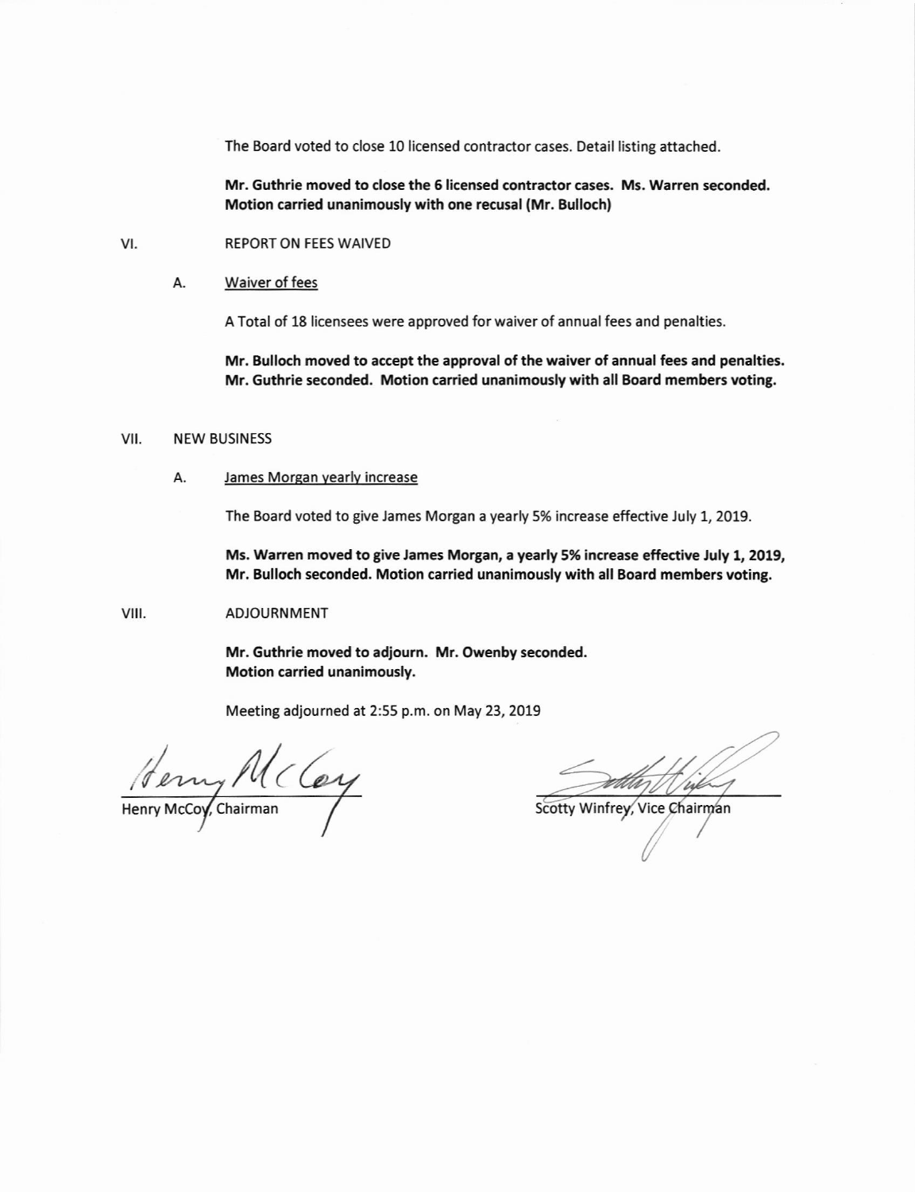The Board voted to close 10 licensed contractor cases. Detail listing attached.

**Mr. Guthrie moved to close the 6 licensed contractor cases. Ms. Warren seconded. Motion carried unanimously with one recusal (Mr. Bulloch)**

VI. REPORT ON FEES WAIVED

A. Waiver of fees

A Total of 18 licensees were approved for waiver of annual fees and penalties.

**Mr. Bulloch moved to accept the approval of the waiver of annual fees and penalties. Mr. Guthrie seconded. Motion carried unanimously with all Board members voting.**

VII. NEW BUSINESS

A. James Morgan yearly increase

The Board voted to give James Morgan a yearly 5% increase effective July 1, 2019.

**Ms. Warren moved to give James Morgan, a yearly 5% increase effective July 1, 2019, Mr. Bulloch seconded. Motion carried unanimously with all Board members voting.**

VIII. ADJOURNMENT

**Mr. Guthrie moved to adjourn. Mr. Owenby seconded.**
**Motion carried unanimously.**

Meeting adjourned at 2:55 p.m. on May 23, 2019

Henry McCoy, Chairman

Scotty Winfrey, Vice Chairman